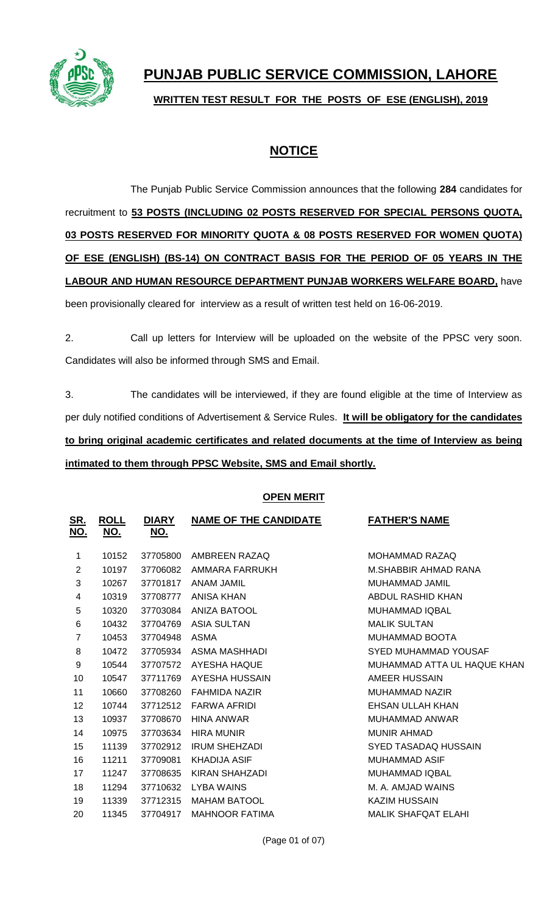# PUNJAB PUBLIC SERVICE COMMISSION, LAHORE

**WRITTEN TEST RESULT FOR THE POSTS OF ESE (ENGLISH), 2019**

## NOTICE

The Punjab Public Service Commission announces that the following **284** candidates for recruitment to **53 POSTS (INCLUDING 02 POSTS RESERVED FOR SPECIAL PERSONS QUOTA, 03 POSTS RESERVED FOR MINORITY QUOTA & 08 POSTS RESERVED FOR WOMEN QUOTA) OF ESE (ENGLISH) (BS-14) ON CONTRACT BASIS FOR THE PERIOD OF 05 YEARS IN THE LABOUR AND HUMAN RESOURCE DEPARTMENT PUNJAB WORKERS WELFARE BOARD,** have been provisionally cleared for interview as a result of written test held on 16-06-2019.

2. Call up letters for Interview will be uploaded on the website of the PPSC very soon. Candidates will also be informed through SMS and Email.

3. The candidates will be interviewed, if they are found eligible at the time of Interview as per duly notified conditions of Advertisement & Service Rules. **It will be obligatory for the candidates to bring original academic certificates and related documents at the time of Interview as being intimated to them through PPSC Website, SMS and Email shortly.**

**OPEN MERIT**

| SR. NO. | ROLL NO. | DIARY NO. | NAME OF THE CANDIDATE | FATHER'S NAME |
|---|---|---|---|---|
| 1 | 10152 | 37705800 | AMBREEN RAZAQ | MOHAMMAD RAZAQ |
| 2 | 10197 | 37706082 | AMMARA FARRUKH | M.SHABBIR AHMAD RANA |
| 3 | 10267 | 37701817 | ANAM JAMIL | MUHAMMAD JAMIL |
| 4 | 10319 | 37708777 | ANISA KHAN | ABDUL RASHID KHAN |
| 5 | 10320 | 37703084 | ANIZA BATOOL | MUHAMMAD IQBAL |
| 6 | 10432 | 37704769 | ASIA SULTAN | MALIK SULTAN |
| 7 | 10453 | 37704948 | ASMA | MUHAMMAD BOOTA |
| 8 | 10472 | 37705934 | ASMA MASHHADI | SYED MUHAMMAD YOUSAF |
| 9 | 10544 | 37707572 | AYESHA HAQUE | MUHAMMAD ATTA UL HAQUE KHAN |
| 10 | 10547 | 37711769 | AYESHA HUSSAIN | AMEER HUSSAIN |
| 11 | 10660 | 37708260 | FAHMIDA NAZIR | MUHAMMAD NAZIR |
| 12 | 10744 | 37712512 | FARWA AFRIDI | EHSAN ULLAH KHAN |
| 13 | 10937 | 37708670 | HINA ANWAR | MUHAMMAD ANWAR |
| 14 | 10975 | 37703634 | HIRA MUNIR | MUNIR AHMAD |
| 15 | 11139 | 37702912 | IRUM SHEHZADI | SYED TASADAQ HUSSAIN |
| 16 | 11211 | 37709081 | KHADIJA ASIF | MUHAMMAD ASIF |
| 17 | 11247 | 37708635 | KIRAN SHAHZADI | MUHAMMAD IQBAL |
| 18 | 11294 | 37710632 | LYBA WAINS | M. A. AMJAD WAINS |
| 19 | 11339 | 37712315 | MAHAM BATOOL | KAZIM HUSSAIN |
| 20 | 11345 | 37704917 | MAHNOOR FATIMA | MALIK SHAFQAT ELAHI |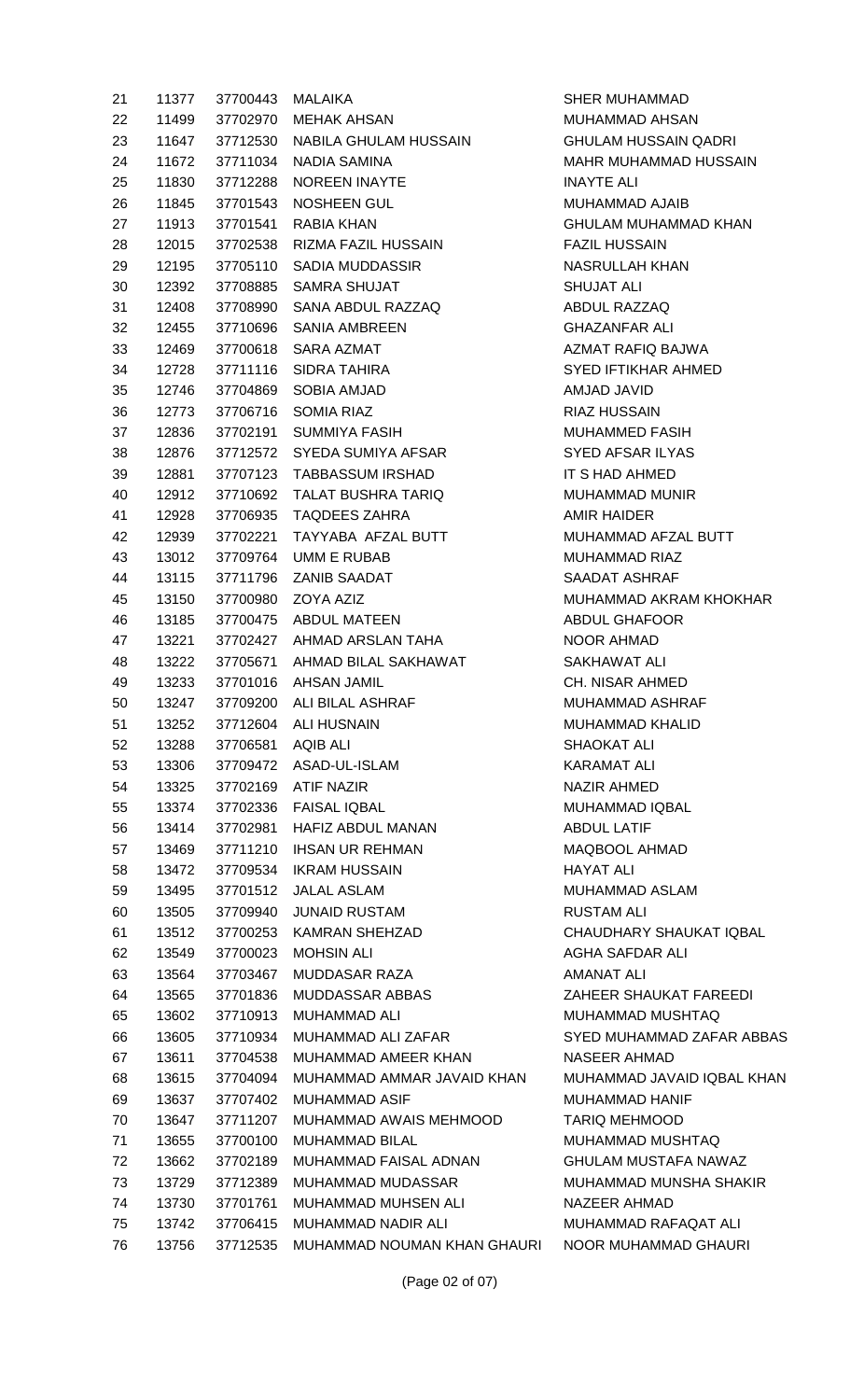| | | | | |
|---|---|---|---|---|
| 21 | 11377 | 37700443 | MALAIKA | SHER MUHAMMAD |
| 22 | 11499 | 37702970 | MEHAK AHSAN | MUHAMMAD AHSAN |
| 23 | 11647 | 37712530 | NABILA GHULAM HUSSAIN | GHULAM HUSSAIN QADRI |
| 24 | 11672 | 37711034 | NADIA SAMINA | MAHR MUHAMMAD HUSSAIN |
| 25 | 11830 | 37712288 | NOREEN INAYTE | INAYTE ALI |
| 26 | 11845 | 37701543 | NOSHEEN GUL | MUHAMMAD AJAIB |
| 27 | 11913 | 37701541 | RABIA KHAN | GHULAM MUHAMMAD KHAN |
| 28 | 12015 | 37702538 | RIZMA FAZIL HUSSAIN | FAZIL HUSSAIN |
| 29 | 12195 | 37705110 | SADIA MUDDASSIR | NASRULLAH KHAN |
| 30 | 12392 | 37708885 | SAMRA SHUJAT | SHUJAT ALI |
| 31 | 12408 | 37708990 | SANA ABDUL RAZZAQ | ABDUL RAZZAQ |
| 32 | 12455 | 37710696 | SANIA AMBREEN | GHAZANFAR ALI |
| 33 | 12469 | 37700618 | SARA AZMAT | AZMAT RAFIQ BAJWA |
| 34 | 12728 | 37711116 | SIDRA TAHIRA | SYED IFTIKHAR AHMED |
| 35 | 12746 | 37704869 | SOBIA AMJAD | AMJAD JAVID |
| 36 | 12773 | 37706716 | SOMIA RIAZ | RIAZ HUSSAIN |
| 37 | 12836 | 37702191 | SUMMIYA FASIH | MUHAMMED FASIH |
| 38 | 12876 | 37712572 | SYEDA SUMIYA AFSAR | SYED AFSAR ILYAS |
| 39 | 12881 | 37707123 | TABBASSUM IRSHAD | IT S HAD AHMED |
| 40 | 12912 | 37710692 | TALAT BUSHRA TARIQ | MUHAMMAD MUNIR |
| 41 | 12928 | 37706935 | TAQDEES ZAHRA | AMIR HAIDER |
| 42 | 12939 | 37702221 | TAYYABA AFZAL BUTT | MUHAMMAD AFZAL BUTT |
| 43 | 13012 | 37709764 | UMM E RUBAB | MUHAMMAD RIAZ |
| 44 | 13115 | 37711796 | ZANIB SAADAT | SAADAT ASHRAF |
| 45 | 13150 | 37700980 | ZOYA AZIZ | MUHAMMAD AKRAM KHOKHAR |
| 46 | 13185 | 37700475 | ABDUL MATEEN | ABDUL GHAFOOR |
| 47 | 13221 | 37702427 | AHMAD ARSLAN TAHA | NOOR AHMAD |
| 48 | 13222 | 37705671 | AHMAD BILAL SAKHAWAT | SAKHAWAT ALI |
| 49 | 13233 | 37701016 | AHSAN JAMIL | CH. NISAR AHMED |
| 50 | 13247 | 37709200 | ALI BILAL ASHRAF | MUHAMMAD ASHRAF |
| 51 | 13252 | 37712604 | ALI HUSNAIN | MUHAMMAD KHALID |
| 52 | 13288 | 37706581 | AQIB ALI | SHAOKAT ALI |
| 53 | 13306 | 37709472 | ASAD-UL-ISLAM | KARAMAT ALI |
| 54 | 13325 | 37702169 | ATIF NAZIR | NAZIR AHMED |
| 55 | 13374 | 37702336 | FAISAL IQBAL | MUHAMMAD IQBAL |
| 56 | 13414 | 37702981 | HAFIZ ABDUL MANAN | ABDUL LATIF |
| 57 | 13469 | 37711210 | IHSAN UR REHMAN | MAQBOOL AHMAD |
| 58 | 13472 | 37709534 | IKRAM HUSSAIN | HAYAT ALI |
| 59 | 13495 | 37701512 | JALAL ASLAM | MUHAMMAD ASLAM |
| 60 | 13505 | 37709940 | JUNAID RUSTAM | RUSTAM ALI |
| 61 | 13512 | 37700253 | KAMRAN SHEHZAD | CHAUDHARY SHAUKAT IQBAL |
| 62 | 13549 | 37700023 | MOHSIN ALI | AGHA SAFDAR ALI |
| 63 | 13564 | 37703467 | MUDDASAR RAZA | AMANAT ALI |
| 64 | 13565 | 37701836 | MUDDASSAR ABBAS | ZAHEER SHAUKAT FAREEDI |
| 65 | 13602 | 37710913 | MUHAMMAD ALI | MUHAMMAD MUSHTAQ |
| 66 | 13605 | 37710934 | MUHAMMAD ALI ZAFAR | SYED MUHAMMAD ZAFAR ABBAS |
| 67 | 13611 | 37704538 | MUHAMMAD AMEER KHAN | NASEER AHMAD |
| 68 | 13615 | 37704094 | MUHAMMAD AMMAR JAVAID KHAN | MUHAMMAD JAVAID IQBAL KHAN |
| 69 | 13637 | 37707402 | MUHAMMAD ASIF | MUHAMMAD HANIF |
| 70 | 13647 | 37711207 | MUHAMMAD AWAIS MEHMOOD | TARIQ MEHMOOD |
| 71 | 13655 | 37700100 | MUHAMMAD BILAL | MUHAMMAD MUSHTAQ |
| 72 | 13662 | 37702189 | MUHAMMAD FAISAL ADNAN | GHULAM MUSTAFA NAWAZ |
| 73 | 13729 | 37712389 | MUHAMMAD MUDASSAR | MUHAMMAD MUNSHA SHAKIR |
| 74 | 13730 | 37701761 | MUHAMMAD MUHSEN ALI | NAZEER AHMAD |
| 75 | 13742 | 37706415 | MUHAMMAD NADIR ALI | MUHAMMAD RAFAQAT ALI |
| 76 | 13756 | 37712535 | MUHAMMAD NOUMAN KHAN GHAURI | NOOR MUHAMMAD GHAURI |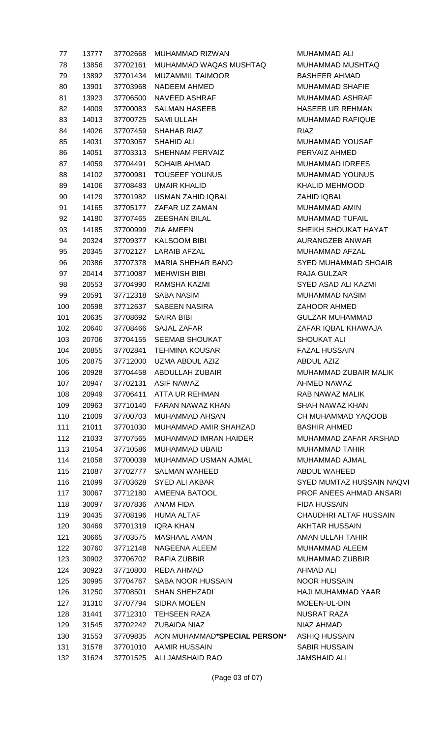| | | | | |
|---|---|---|---|---|
| 77 | 13777 | 37702668 | MUHAMMAD RIZWAN | MUHAMMAD ALI |
| 78 | 13856 | 37702161 | MUHAMMAD WAQAS MUSHTAQ | MUHAMMAD MUSHTAQ |
| 79 | 13892 | 37701434 | MUZAMMIL TAIMOOR | BASHEER AHMAD |
| 80 | 13901 | 37703968 | NADEEM AHMED | MUHAMMAD SHAFIE |
| 81 | 13923 | 37706500 | NAVEED ASHRAF | MUHAMMAD ASHRAF |
| 82 | 14009 | 37700083 | SALMAN HASEEB | HASEEB UR REHMAN |
| 83 | 14013 | 37700725 | SAMI ULLAH | MUHAMMAD RAFIQUE |
| 84 | 14026 | 37707459 | SHAHAB RIAZ | RIAZ |
| 85 | 14031 | 37703057 | SHAHID ALI | MUHAMMAD YOUSAF |
| 86 | 14051 | 37703313 | SHEHNAM PERVAIZ | PERVAIZ AHMED |
| 87 | 14059 | 37704491 | SOHAIB AHMAD | MUHAMMAD IDREES |
| 88 | 14102 | 37700981 | TOUSEEF YOUNUS | MUHAMMAD YOUNUS |
| 89 | 14106 | 37708483 | UMAIR KHALID | KHALID MEHMOOD |
| 90 | 14129 | 37701982 | USMAN ZAHID IQBAL | ZAHID IQBAL |
| 91 | 14165 | 37705177 | ZAFAR UZ ZAMAN | MUHAMMAD AMIN |
| 92 | 14180 | 37707465 | ZEESHAN BILAL | MUHAMMAD TUFAIL |
| 93 | 14185 | 37700999 | ZIA AMEEN | SHEIKH SHOUKAT HAYAT |
| 94 | 20324 | 37709377 | KALSOOM BIBI | AURANGZEB ANWAR |
| 95 | 20345 | 37702127 | LARAIB AFZAL | MUHAMMAD AFZAL |
| 96 | 20386 | 37707378 | MARIA SHEHAR BANO | SYED MUHAMMAD SHOAIB |
| 97 | 20414 | 37710087 | MEHWISH BIBI | RAJA GULZAR |
| 98 | 20553 | 37704990 | RAMSHA KAZMI | SYED ASAD ALI KAZMI |
| 99 | 20591 | 37712318 | SABA NASIM | MUHAMMAD NASIM |
| 100 | 20598 | 37712637 | SABEEN NASIRA | ZAHOOR AHMED |
| 101 | 20635 | 37708692 | SAIRA BIBI | GULZAR MUHAMMAD |
| 102 | 20640 | 37708466 | SAJAL ZAFAR | ZAFAR IQBAL KHAWAJA |
| 103 | 20706 | 37704155 | SEEMAB SHOUKAT | SHOUKAT ALI |
| 104 | 20855 | 37702841 | TEHMINA KOUSAR | FAZAL HUSSAIN |
| 105 | 20875 | 37712000 | UZMA ABDUL AZIZ | ABDUL AZIZ |
| 106 | 20928 | 37704458 | ABDULLAH ZUBAIR | MUHAMMAD ZUBAIR MALIK |
| 107 | 20947 | 37702131 | ASIF NAWAZ | AHMED NAWAZ |
| 108 | 20949 | 37706411 | ATTA UR REHMAN | RAB NAWAZ MALIK |
| 109 | 20963 | 37710140 | FARAN NAWAZ KHAN | SHAH NAWAZ KHAN |
| 110 | 21009 | 37700703 | MUHAMMAD AHSAN | CH MUHAMMAD YAQOOB |
| 111 | 21011 | 37701030 | MUHAMMAD AMIR SHAHZAD | BASHIR AHMED |
| 112 | 21033 | 37707565 | MUHAMMAD IMRAN HAIDER | MUHAMMAD ZAFAR ARSHAD |
| 113 | 21054 | 37710586 | MUHAMMAD UBAID | MUHAMMAD TAHIR |
| 114 | 21058 | 37700039 | MUHAMMAD USMAN AJMAL | MUHAMMAD AJMAL |
| 115 | 21087 | 37702777 | SALMAN WAHEED | ABDUL WAHEED |
| 116 | 21099 | 37703628 | SYED ALI AKBAR | SYED MUMTAZ HUSSAIN NAQVI |
| 117 | 30067 | 37712180 | AMEENA BATOOL | PROF ANEES AHMAD ANSARI |
| 118 | 30097 | 37707836 | ANAM FIDA | FIDA HUSSAIN |
| 119 | 30435 | 37708196 | HUMA ALTAF | CHAUDHRI ALTAF HUSSAIN |
| 120 | 30469 | 37701319 | IQRA KHAN | AKHTAR HUSSAIN |
| 121 | 30665 | 37703575 | MASHAAL AMAN | AMAN ULLAH TAHIR |
| 122 | 30760 | 37712148 | NAGEENA ALEEM | MUHAMMAD ALEEM |
| 123 | 30902 | 37706702 | RAFIA ZUBBIR | MUHAMMAD ZUBBIR |
| 124 | 30923 | 37710800 | REDA AHMAD | AHMAD ALI |
| 125 | 30995 | 37704767 | SABA NOOR HUSSAIN | NOOR HUSSAIN |
| 126 | 31250 | 37708501 | SHAN SHEHZADI | HAJI MUHAMMAD YAAR |
| 127 | 31310 | 37707794 | SIDRA MOEEN | MOEEN-UL-DIN |
| 128 | 31441 | 37712310 | TEHSEEN RAZA | NUSRAT RAZA |
| 129 | 31545 | 37702242 | ZUBAIDA NIAZ | NIAZ AHMAD |
| 130 | 31553 | 37709835 | AON MUHAMMAD**\*SPECIAL PERSON\*** | ASHIQ HUSSAIN |
| 131 | 31578 | 37701010 | AAMIR HUSSAIN | SABIR HUSSAIN |
| 132 | 31624 | 37701525 | ALI JAMSHAID RAO | JAMSHAID ALI |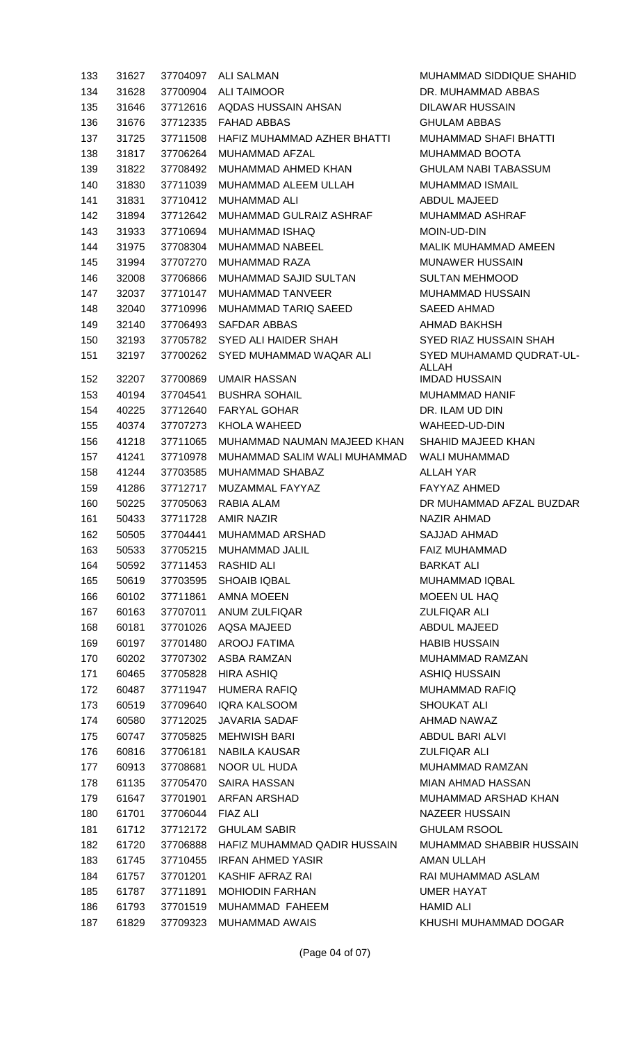| | | | | |
|---|---|---|---|---|
| 133 | 31627 | 37704097 | ALI SALMAN | MUHAMMAD SIDDIQUE SHAHID |
| 134 | 31628 | 37700904 | ALI TAIMOOR | DR. MUHAMMAD ABBAS |
| 135 | 31646 | 37712616 | AQDAS HUSSAIN AHSAN | DILAWAR HUSSAIN |
| 136 | 31676 | 37712335 | FAHAD ABBAS | GHULAM ABBAS |
| 137 | 31725 | 37711508 | HAFIZ MUHAMMAD AZHER BHATTI | MUHAMMAD SHAFI BHATTI |
| 138 | 31817 | 37706264 | MUHAMMAD AFZAL | MUHAMMAD BOOTA |
| 139 | 31822 | 37708492 | MUHAMMAD AHMED KHAN | GHULAM NABI TABASSUM |
| 140 | 31830 | 37711039 | MUHAMMAD ALEEM ULLAH | MUHAMMAD ISMAIL |
| 141 | 31831 | 37710412 | MUHAMMAD ALI | ABDUL MAJEED |
| 142 | 31894 | 37712642 | MUHAMMAD GULRAIZ ASHRAF | MUHAMMAD ASHRAF |
| 143 | 31933 | 37710694 | MUHAMMAD ISHAQ | MOIN-UD-DIN |
| 144 | 31975 | 37708304 | MUHAMMAD NABEEL | MALIK MUHAMMAD AMEEN |
| 145 | 31994 | 37707270 | MUHAMMAD RAZA | MUNAWER HUSSAIN |
| 146 | 32008 | 37706866 | MUHAMMAD SAJID SULTAN | SULTAN MEHMOOD |
| 147 | 32037 | 37710147 | MUHAMMAD TANVEER | MUHAMMAD HUSSAIN |
| 148 | 32040 | 37710996 | MUHAMMAD TARIQ SAEED | SAEED AHMAD |
| 149 | 32140 | 37706493 | SAFDAR ABBAS | AHMAD BAKHSH |
| 150 | 32193 | 37705782 | SYED ALI HAIDER SHAH | SYED RIAZ HUSSAIN SHAH |
| 151 | 32197 | 37700262 | SYED MUHAMMAD WAQAR ALI | SYED MUHAMAMD QUDRAT-UL-ALLAH |
| 152 | 32207 | 37700869 | UMAIR HASSAN | IMDAD HUSSAIN |
| 153 | 40194 | 37704541 | BUSHRA SOHAIL | MUHAMMAD HANIF |
| 154 | 40225 | 37712640 | FARYAL GOHAR | DR. ILAM UD DIN |
| 155 | 40374 | 37707273 | KHOLA WAHEED | WAHEED-UD-DIN |
| 156 | 41218 | 37711065 | MUHAMMAD NAUMAN MAJEED KHAN | SHAHID MAJEED KHAN |
| 157 | 41241 | 37710978 | MUHAMMAD SALIM WALI MUHAMMAD | WALI MUHAMMAD |
| 158 | 41244 | 37703585 | MUHAMMAD SHABAZ | ALLAH YAR |
| 159 | 41286 | 37712717 | MUZAMMAL FAYYAZ | FAYYAZ AHMED |
| 160 | 50225 | 37705063 | RABIA ALAM | DR MUHAMMAD AFZAL BUZDAR |
| 161 | 50433 | 37711728 | AMIR NAZIR | NAZIR AHMAD |
| 162 | 50505 | 37704441 | MUHAMMAD ARSHAD | SAJJAD AHMAD |
| 163 | 50533 | 37705215 | MUHAMMAD JALIL | FAIZ MUHAMMAD |
| 164 | 50592 | 37711453 | RASHID ALI | BARKAT ALI |
| 165 | 50619 | 37703595 | SHOAIB IQBAL | MUHAMMAD IQBAL |
| 166 | 60102 | 37711861 | AMNA MOEEN | MOEEN UL HAQ |
| 167 | 60163 | 37707011 | ANUM ZULFIQAR | ZULFIQAR ALI |
| 168 | 60181 | 37701026 | AQSA MAJEED | ABDUL MAJEED |
| 169 | 60197 | 37701480 | AROOJ FATIMA | HABIB HUSSAIN |
| 170 | 60202 | 37707302 | ASBA RAMZAN | MUHAMMAD RAMZAN |
| 171 | 60465 | 37705828 | HIRA ASHIQ | ASHIQ HUSSAIN |
| 172 | 60487 | 37711947 | HUMERA RAFIQ | MUHAMMAD RAFIQ |
| 173 | 60519 | 37709640 | IQRA KALSOOM | SHOUKAT ALI |
| 174 | 60580 | 37712025 | JAVARIA SADAF | AHMAD NAWAZ |
| 175 | 60747 | 37705825 | MEHWISH BARI | ABDUL BARI ALVI |
| 176 | 60816 | 37706181 | NABILA KAUSAR | ZULFIQAR ALI |
| 177 | 60913 | 37708681 | NOOR UL HUDA | MUHAMMAD RAMZAN |
| 178 | 61135 | 37705470 | SAIRA HASSAN | MIAN AHMAD HASSAN |
| 179 | 61647 | 37701901 | ARFAN ARSHAD | MUHAMMAD ARSHAD KHAN |
| 180 | 61701 | 37706044 | FIAZ ALI | NAZEER HUSSAIN |
| 181 | 61712 | 37712172 | GHULAM SABIR | GHULAM RSOOL |
| 182 | 61720 | 37706888 | HAFIZ MUHAMMAD QADIR HUSSAIN | MUHAMMAD SHABBIR HUSSAIN |
| 183 | 61745 | 37710455 | IRFAN AHMED YASIR | AMAN ULLAH |
| 184 | 61757 | 37701201 | KASHIF AFRAZ RAI | RAI MUHAMMAD ASLAM |
| 185 | 61787 | 37711891 | MOHIODIN FARHAN | UMER HAYAT |
| 186 | 61793 | 37701519 | MUHAMMAD FAHEEM | HAMID ALI |
| 187 | 61829 | 37709323 | MUHAMMAD AWAIS | KHUSHI MUHAMMAD DOGAR |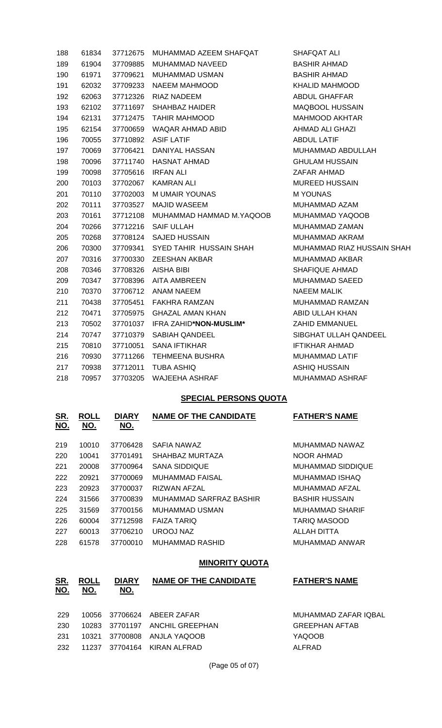| | | | | |
|---|---|---|---|---|
| 188 | 61834 | 37712675 | MUHAMMAD AZEEM SHAFQAT | SHAFQAT ALI |
| 189 | 61904 | 37709885 | MUHAMMAD NAVEED | BASHIR AHMAD |
| 190 | 61971 | 37709621 | MUHAMMAD USMAN | BASHIR AHMAD |
| 191 | 62032 | 37709233 | NAEEM MAHMOOD | KHALID MAHMOOD |
| 192 | 62063 | 37712326 | RIAZ NADEEM | ABDUL GHAFFAR |
| 193 | 62102 | 37711697 | SHAHBAZ HAIDER | MAQBOOL HUSSAIN |
| 194 | 62131 | 37712475 | TAHIR MAHMOOD | MAHMOOD AKHTAR |
| 195 | 62154 | 37700659 | WAQAR AHMAD ABID | AHMAD ALI GHAZI |
| 196 | 70055 | 37710892 | ASIF LATIF | ABDUL LATIF |
| 197 | 70069 | 37706421 | DANIYAL HASSAN | MUHAMMAD ABDULLAH |
| 198 | 70096 | 37711740 | HASNAT AHMAD | GHULAM HUSSAIN |
| 199 | 70098 | 37705616 | IRFAN ALI | ZAFAR AHMAD |
| 200 | 70103 | 37702067 | KAMRAN ALI | MUREED HUSSAIN |
| 201 | 70110 | 37702003 | M UMAIR YOUNAS | M YOUNAS |
| 202 | 70111 | 37703527 | MAJID WASEEM | MUHAMMAD AZAM |
| 203 | 70161 | 37712108 | MUHAMMAD HAMMAD M.YAQOOB | MUHAMMAD YAQOOB |
| 204 | 70266 | 37712216 | SAIF ULLAH | MUHAMMAD ZAMAN |
| 205 | 70268 | 37708124 | SAJED HUSSAIN | MUHAMMAD AKRAM |
| 206 | 70300 | 37709341 | SYED TAHIR HUSSAIN SHAH | MUHAMMAD RIAZ HUSSAIN SHAH |
| 207 | 70316 | 37700330 | ZEESHAN AKBAR | MUHAMMAD AKBAR |
| 208 | 70346 | 37708326 | AISHA BIBI | SHAFIQUE AHMAD |
| 209 | 70347 | 37708396 | AITA AMBREEN | MUHAMMAD SAEED |
| 210 | 70370 | 37706712 | ANAM NAEEM | NAEEM MALIK |
| 211 | 70438 | 37705451 | FAKHRA RAMZAN | MUHAMMAD RAMZAN |
| 212 | 70471 | 37705975 | GHAZAL AMAN KHAN | ABID ULLAH KHAN |
| 213 | 70502 | 37701037 | IFRA ZAHID**\*NON-MUSLIM\*** | ZAHID EMMANUEL |
| 214 | 70747 | 37710379 | SABIAH QANDEEL | SIBGHAT ULLAH QANDEEL |
| 215 | 70810 | 37710051 | SANA IFTIKHAR | IFTIKHAR AHMAD |
| 216 | 70930 | 37711266 | TEHMEENA BUSHRA | MUHAMMAD LATIF |
| 217 | 70938 | 37712011 | TUBA ASHIQ | ASHIQ HUSSAIN |
| 218 | 70957 | 37703205 | WAJEEHA ASHRAF | MUHAMMAD ASHRAF |

## SPECIAL PERSONS QUOTA

| SR. NO. | ROLL NO. | DIARY NO. | NAME OF THE CANDIDATE | FATHER'S NAME |
|---|---|---|---|---|
| 219 | 10010 | 37706428 | SAFIA NAWAZ | MUHAMMAD NAWAZ |
| 220 | 10041 | 37701491 | SHAHBAZ MURTAZA | NOOR AHMAD |
| 221 | 20008 | 37700964 | SANA SIDDIQUE | MUHAMMAD SIDDIQUE |
| 222 | 20921 | 37700069 | MUHAMMAD FAISAL | MUHAMMAD ISHAQ |
| 223 | 20923 | 37700037 | RIZWAN AFZAL | MUHAMMAD AFZAL |
| 224 | 31566 | 37700839 | MUHAMMAD SARFRAZ BASHIR | BASHIR HUSSAIN |
| 225 | 31569 | 37700156 | MUHAMMAD USMAN | MUHAMMAD SHARIF |
| 226 | 60004 | 37712598 | FAIZA TARIQ | TARIQ MASOOD |
| 227 | 60013 | 37706210 | UROOJ NAZ | ALLAH DITTA |
| 228 | 61578 | 37700010 | MUHAMMAD RASHID | MUHAMMAD ANWAR |

## MINORITY QUOTA

| SR. NO. | ROLL NO. | DIARY NO. | NAME OF THE CANDIDATE | FATHER'S NAME |
|---|---|---|---|---|
| 229 | 10056 | 37706624 | ABEER ZAFAR | MUHAMMAD ZAFAR IQBAL |
| 230 | 10283 | 37701197 | ANCHIL GREEPHAN | GREEPHAN AFTAB |
| 231 | 10321 | 37700808 | ANJLA YAQOOB | YAQOOB |
| 232 | 11237 | 37704164 | KIRAN ALFRAD | ALFRAD |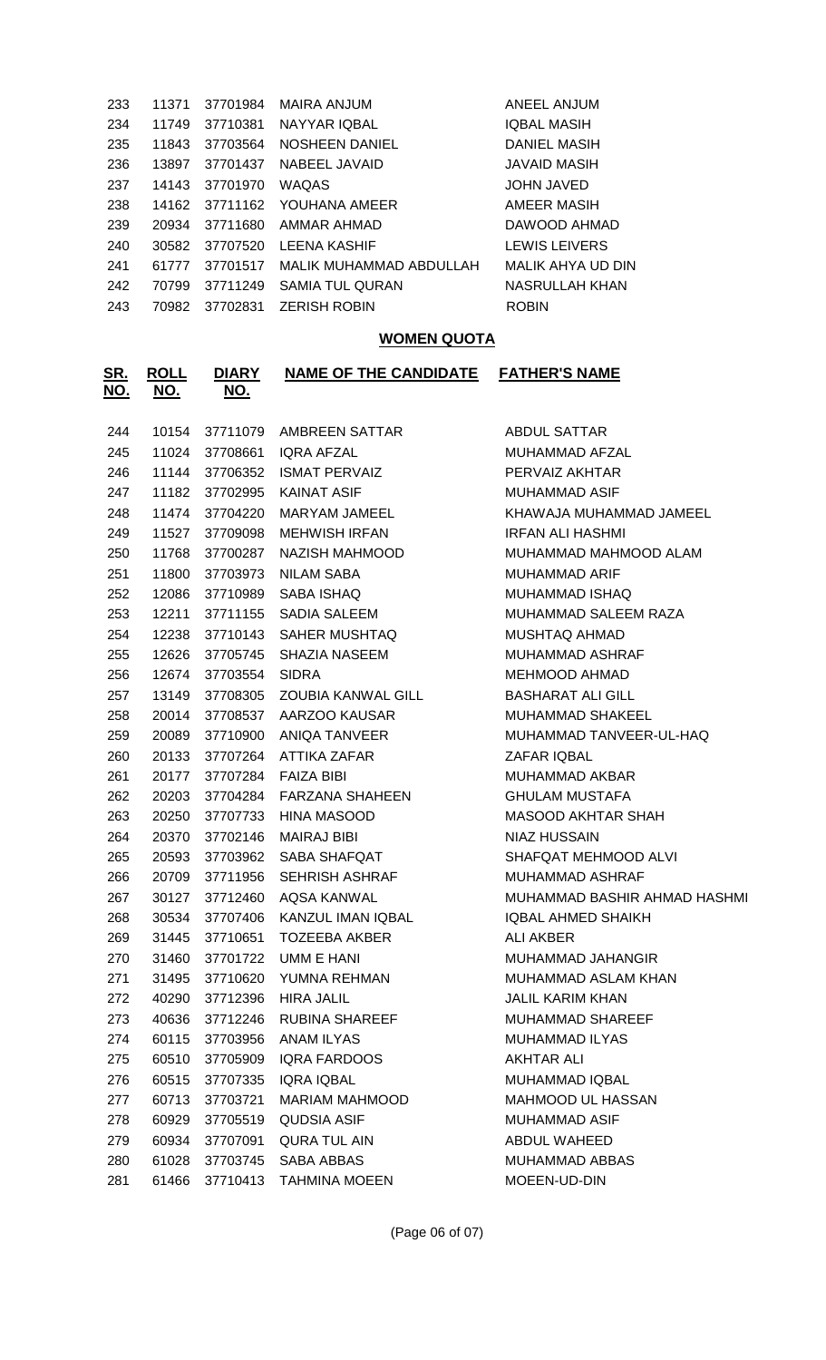| SR. NO. | ROLL NO. | DIARY NO. | NAME OF THE CANDIDATE | FATHER'S NAME |
|---|---|---|---|---|
| 233 | 11371 | 37701984 | MAIRA ANJUM | ANEEL ANJUM |
| 234 | 11749 | 37710381 | NAYYAR IQBAL | IQBAL MASIH |
| 235 | 11843 | 37703564 | NOSHEEN DANIEL | DANIEL MASIH |
| 236 | 13897 | 37701437 | NABEEL JAVAID | JAVAID MASIH |
| 237 | 14143 | 37701970 | WAQAS | JOHN JAVED |
| 238 | 14162 | 37711162 | YOUHANA AMEER | AMEER MASIH |
| 239 | 20934 | 37711680 | AMMAR AHMAD | DAWOOD AHMAD |
| 240 | 30582 | 37707520 | LEENA KASHIF | LEWIS LEIVERS |
| 241 | 61777 | 37701517 | MALIK MUHAMMAD ABDULLAH | MALIK AHYA UD DIN |
| 242 | 70799 | 37711249 | SAMIA TUL QURAN | NASRULLAH KHAN |
| 243 | 70982 | 37702831 | ZERISH ROBIN | ROBIN |

## WOMEN QUOTA

| SR. NO. | ROLL NO. | DIARY NO. | NAME OF THE CANDIDATE | FATHER'S NAME |
|---|---|---|---|---|
| 244 | 10154 | 37711079 | AMBREEN SATTAR | ABDUL SATTAR |
| 245 | 11024 | 37708661 | IQRA AFZAL | MUHAMMAD AFZAL |
| 246 | 11144 | 37706352 | ISMAT PERVAIZ | PERVAIZ AKHTAR |
| 247 | 11182 | 37702995 | KAINAT ASIF | MUHAMMAD ASIF |
| 248 | 11474 | 37704220 | MARYAM JAMEEL | KHAWAJA MUHAMMAD JAMEEL |
| 249 | 11527 | 37709098 | MEHWISH IRFAN | IRFAN ALI HASHMI |
| 250 | 11768 | 37700287 | NAZISH MAHMOOD | MUHAMMAD MAHMOOD ALAM |
| 251 | 11800 | 37703973 | NILAM SABA | MUHAMMAD ARIF |
| 252 | 12086 | 37710989 | SABA ISHAQ | MUHAMMAD ISHAQ |
| 253 | 12211 | 37711155 | SADIA SALEEM | MUHAMMAD SALEEM RAZA |
| 254 | 12238 | 37710143 | SAHER MUSHTAQ | MUSHTAQ AHMAD |
| 255 | 12626 | 37705745 | SHAZIA NASEEM | MUHAMMAD ASHRAF |
| 256 | 12674 | 37703554 | SIDRA | MEHMOOD AHMAD |
| 257 | 13149 | 37708305 | ZOUBIA KANWAL GILL | BASHARAT ALI GILL |
| 258 | 20014 | 37708537 | AARZOO KAUSAR | MUHAMMAD SHAKEEL |
| 259 | 20089 | 37710900 | ANIQA TANVEER | MUHAMMAD TANVEER-UL-HAQ |
| 260 | 20133 | 37707264 | ATTIKA ZAFAR | ZAFAR IQBAL |
| 261 | 20177 | 37707284 | FAIZA BIBI | MUHAMMAD AKBAR |
| 262 | 20203 | 37704284 | FARZANA SHAHEEN | GHULAM MUSTAFA |
| 263 | 20250 | 37707733 | HINA MASOOD | MASOOD AKHTAR SHAH |
| 264 | 20370 | 37702146 | MAIRAJ BIBI | NIAZ HUSSAIN |
| 265 | 20593 | 37703962 | SABA SHAFQAT | SHAFQAT MEHMOOD ALVI |
| 266 | 20709 | 37711956 | SEHRISH ASHRAF | MUHAMMAD ASHRAF |
| 267 | 30127 | 37712460 | AQSA KANWAL | MUHAMMAD BASHIR AHMAD HASHMI |
| 268 | 30534 | 37707406 | KANZUL IMAN IQBAL | IQBAL AHMED SHAIKH |
| 269 | 31445 | 37710651 | TOZEEBA AKBER | ALI AKBER |
| 270 | 31460 | 37701722 | UMM E HANI | MUHAMMAD JAHANGIR |
| 271 | 31495 | 37710620 | YUMNA REHMAN | MUHAMMAD ASLAM KHAN |
| 272 | 40290 | 37712396 | HIRA JALIL | JALIL KARIM KHAN |
| 273 | 40636 | 37712246 | RUBINA SHAREEF | MUHAMMAD SHAREEF |
| 274 | 60115 | 37703956 | ANAM ILYAS | MUHAMMAD ILYAS |
| 275 | 60510 | 37705909 | IQRA FARDOOS | AKHTAR ALI |
| 276 | 60515 | 37707335 | IQRA IQBAL | MUHAMMAD IQBAL |
| 277 | 60713 | 37703721 | MARIAM MAHMOOD | MAHMOOD UL HASSAN |
| 278 | 60929 | 37705519 | QUDSIA ASIF | MUHAMMAD ASIF |
| 279 | 60934 | 37707091 | QURA TUL AIN | ABDUL WAHEED |
| 280 | 61028 | 37703745 | SABA ABBAS | MUHAMMAD ABBAS |
| 281 | 61466 | 37710413 | TAHMINA MOEEN | MOEEN-UD-DIN |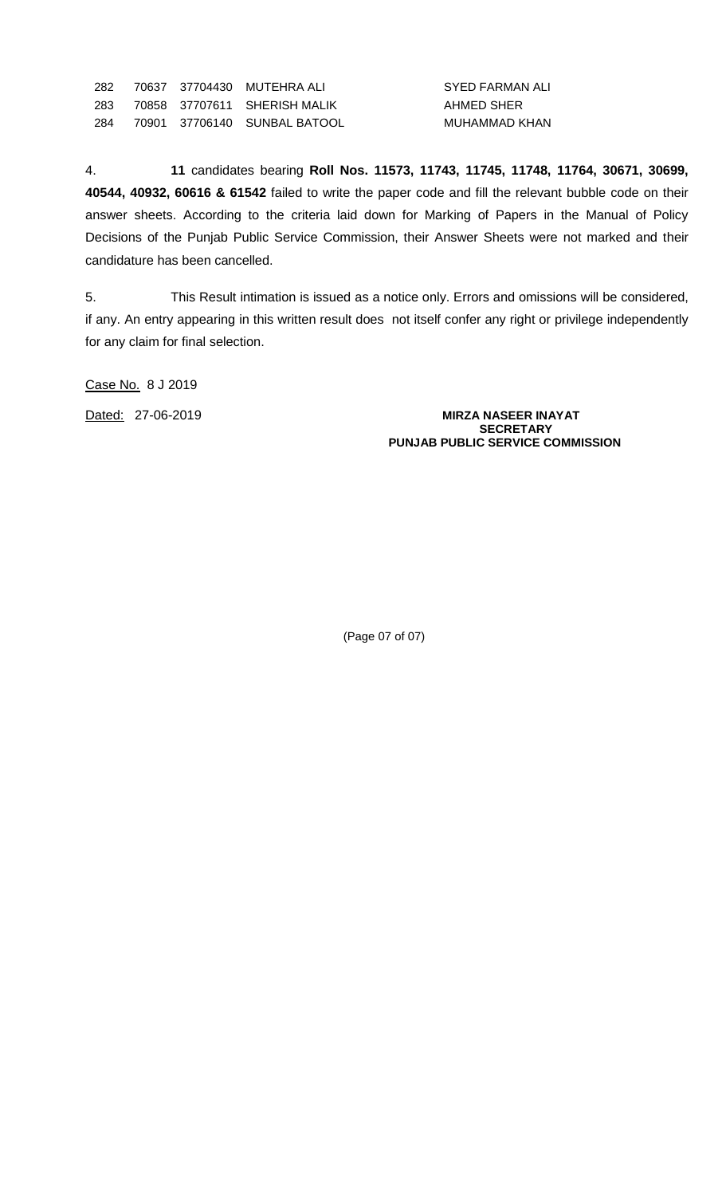| | | | | |
|---|---|---|---|---|
| 282 | 70637 | 37704430 | MUTEHRA ALI | SYED FARMAN ALI |
| 283 | 70858 | 37707611 | SHERISH MALIK | AHMED SHER |
| 284 | 70901 | 37706140 | SUNBAL BATOOL | MUHAMMAD KHAN |

4. **11** candidates bearing **Roll Nos. 11573, 11743, 11745, 11748, 11764, 30671, 30699, 40544, 40932, 60616 & 61542** failed to write the paper code and fill the relevant bubble code on their answer sheets. According to the criteria laid down for Marking of Papers in the Manual of Policy Decisions of the Punjab Public Service Commission, their Answer Sheets were not marked and their candidature has been cancelled.

5. This Result intimation is issued as a notice only. Errors and omissions will be considered, if any. An entry appearing in this written result does not itself confer any right or privilege independently for any claim for final selection.

Case No. 8 J 2019

Dated: 27-06-2019

**MIRZA NASEER INAYAT**
**SECRETARY**
**PUNJAB PUBLIC SERVICE COMMISSION**